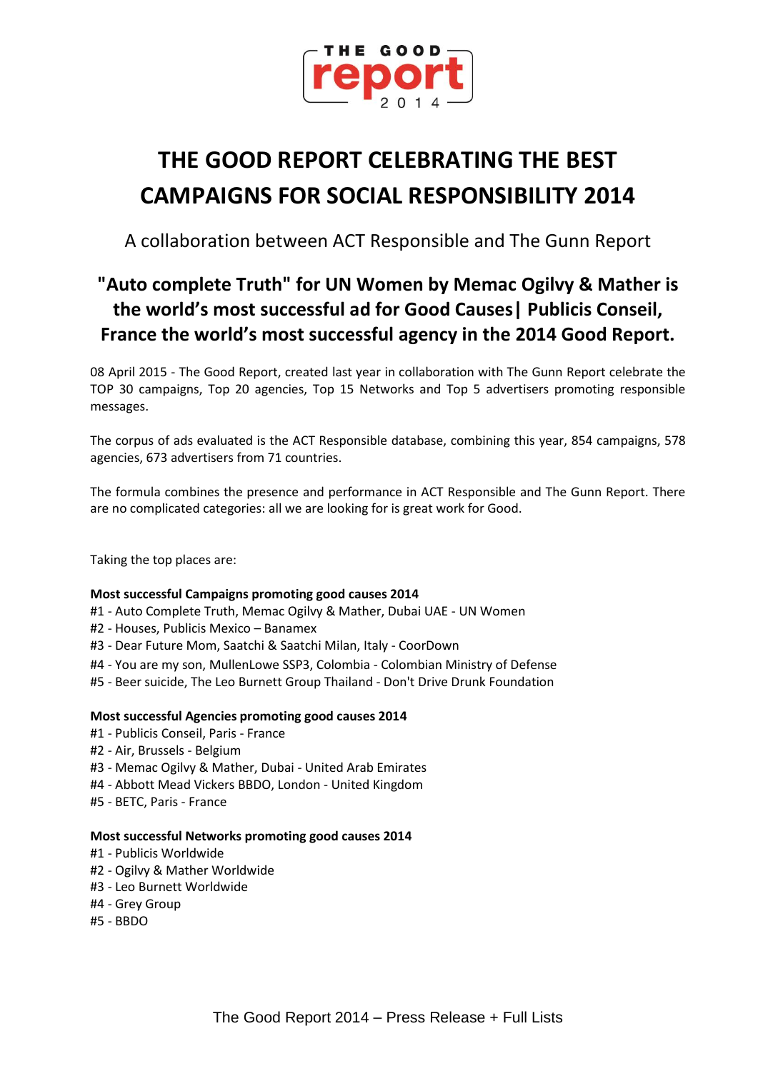# THE GOOD REPORT CELEBRATING THE BEST CAMPAIGNS FOR SOCIAL RESPONSIBILITY 2014

A collaboration between ACT Responsible and The Gunn Report

## "Auto complete Truth" for UN Women by Memac Ogilvy & Mather is the world's most successful ad for Good Causes| Publicis Conseil, France the world's most successful agency in the 2014 Good Report.

08 April 2015 - The Good Report, created last year in collaboration with The Gunn Report celebrate the TOP 30 campaigns, Top 20 agencies, Top 15 Networks and Top 5 advertisers promoting responsible messages.

The corpus of ads evaluated is the ACT Responsible database, combining this year, 854 campaigns, 578 agencies, 673 advertisers from 71 countries.

The formula combines the presence and performance in ACT Responsible and The Gunn Report. There are no complicated categories: all we are looking for is great work for Good.

Taking the top places are:

**Most successful Campaigns promoting good causes 2014**

#1 - Auto Complete Truth, Memac Ogilvy & Mather, Dubai UAE - UN Women
#2 - Houses, Publicis Mexico – Banamex
#3 - Dear Future Mom, Saatchi & Saatchi Milan, Italy - CoorDown
#4 - You are my son, MullenLowe SSP3, Colombia - Colombian Ministry of Defense
#5 - Beer suicide, The Leo Burnett Group Thailand - Don't Drive Drunk Foundation

**Most successful Agencies promoting good causes 2014**

#1 - Publicis Conseil, Paris - France
#2 - Air, Brussels - Belgium
#3 - Memac Ogilvy & Mather, Dubai - United Arab Emirates
#4 - Abbott Mead Vickers BBDO, London - United Kingdom
#5 - BETC, Paris - France

**Most successful Networks promoting good causes 2014**

#1 - Publicis Worldwide
#2 - Ogilvy & Mather Worldwide
#3 - Leo Burnett Worldwide
#4 - Grey Group
#5 - BBDO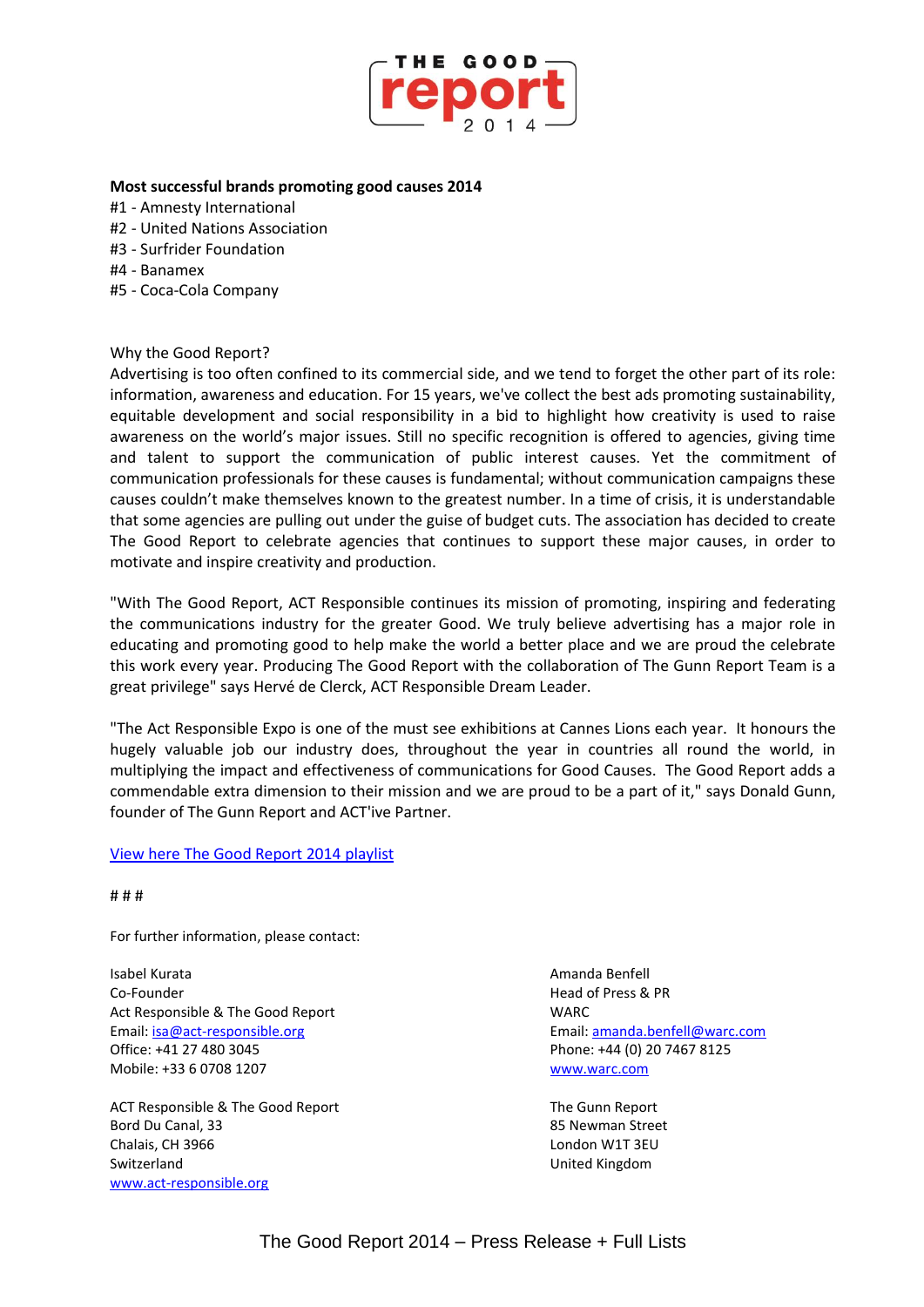**Most successful brands promoting good causes 2014**

#1 - Amnesty International
#2 - United Nations Association
#3 - Surfrider Foundation
#4 - Banamex
#5 - Coca-Cola Company

Why the Good Report?

Advertising is too often confined to its commercial side, and we tend to forget the other part of its role: information, awareness and education. For 15 years, we've collect the best ads promoting sustainability, equitable development and social responsibility in a bid to highlight how creativity is used to raise awareness on the world's major issues. Still no specific recognition is offered to agencies, giving time and talent to support the communication of public interest causes. Yet the commitment of communication professionals for these causes is fundamental; without communication campaigns these causes couldn't make themselves known to the greatest number. In a time of crisis, it is understandable that some agencies are pulling out under the guise of budget cuts. The association has decided to create The Good Report to celebrate agencies that continues to support these major causes, in order to motivate and inspire creativity and production.

"With The Good Report, ACT Responsible continues its mission of promoting, inspiring and federating the communications industry for the greater Good. We truly believe advertising has a major role in educating and promoting good to help make the world a better place and we are proud the celebrate this work every year. Producing The Good Report with the collaboration of The Gunn Report Team is a great privilege" says Hervé de Clerck, ACT Responsible Dream Leader.

"The Act Responsible Expo is one of the must see exhibitions at Cannes Lions each year. It honours the hugely valuable job our industry does, throughout the year in countries all round the world, in multiplying the impact and effectiveness of communications for Good Causes. The Good Report adds a commendable extra dimension to their mission and we are proud to be a part of it," says Donald Gunn, founder of The Gunn Report and ACT'ive Partner.

[View here The Good Report 2014 playlist]

# # #

For further information, please contact:

Isabel Kurata
Co-Founder
Act Responsible & The Good Report
Email: isa@act-responsible.org
Office: +41 27 480 3045
Mobile: +33 6 0708 1207

ACT Responsible & The Good Report
Bord Du Canal, 33
Chalais, CH 3966
Switzerland
www.act-responsible.org

Amanda Benfell
Head of Press & PR
WARC
Email: amanda.benfell@warc.com
Phone: +44 (0) 20 7467 8125
www.warc.com

The Gunn Report
85 Newman Street
London W1T 3EU
United Kingdom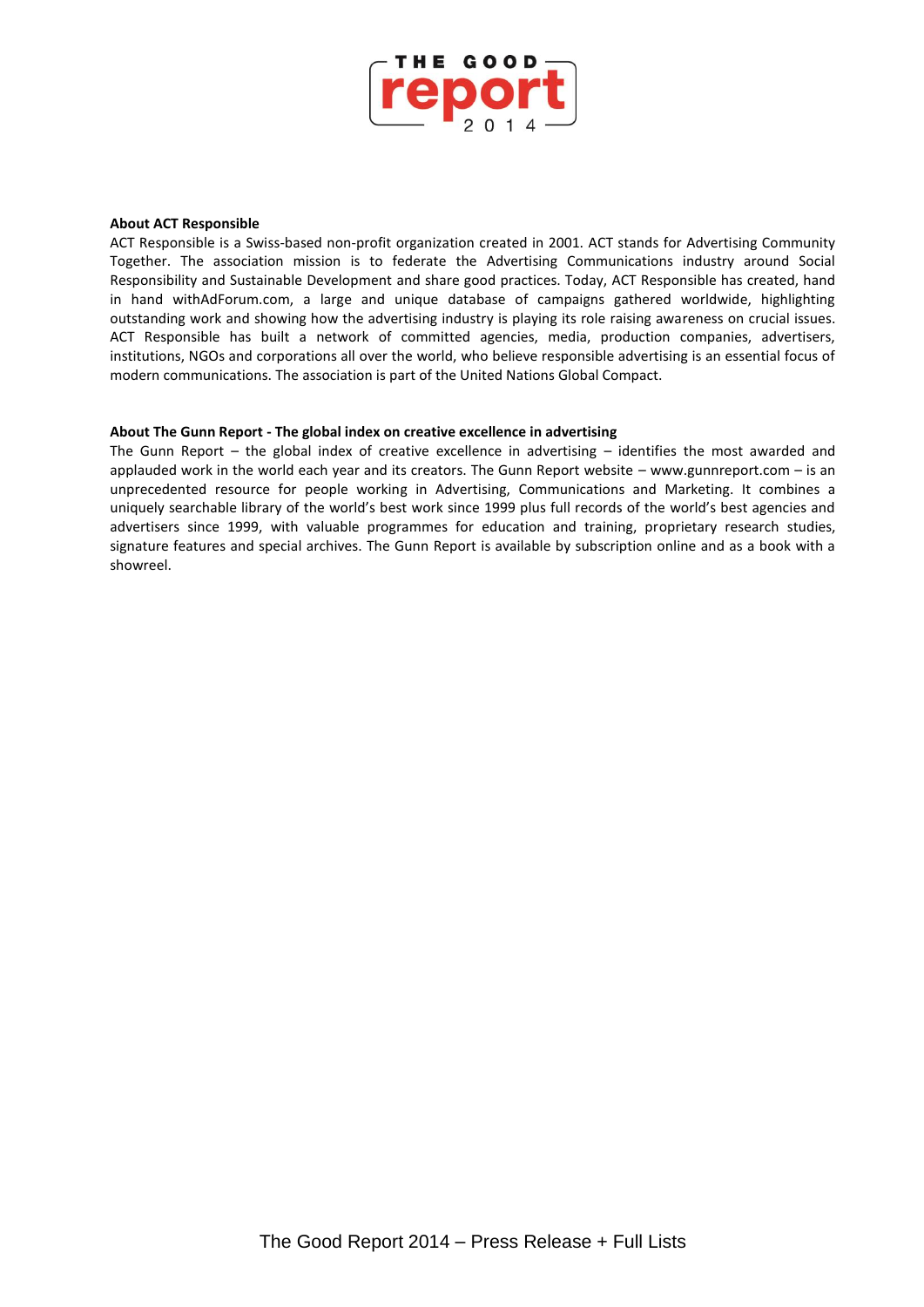## About ACT Responsible

ACT Responsible is a Swiss-based non-profit organization created in 2001. ACT stands for Advertising Community Together. The association mission is to federate the Advertising Communications industry around Social Responsibility and Sustainable Development and share good practices. Today, ACT Responsible has created, hand in hand withAdForum.com, a large and unique database of campaigns gathered worldwide, highlighting outstanding work and showing how the advertising industry is playing its role raising awareness on crucial issues. ACT Responsible has built a network of committed agencies, media, production companies, advertisers, institutions, NGOs and corporations all over the world, who believe responsible advertising is an essential focus of modern communications. The association is part of the United Nations Global Compact.

## About The Gunn Report - The global index on creative excellence in advertising

The Gunn Report – the global index of creative excellence in advertising – identifies the most awarded and applauded work in the world each year and its creators. The Gunn Report website – www.gunnreport.com – is an unprecedented resource for people working in Advertising, Communications and Marketing. It combines a uniquely searchable library of the world's best work since 1999 plus full records of the world's best agencies and advertisers since 1999, with valuable programmes for education and training, proprietary research studies, signature features and special archives. The Gunn Report is available by subscription online and as a book with a showreel.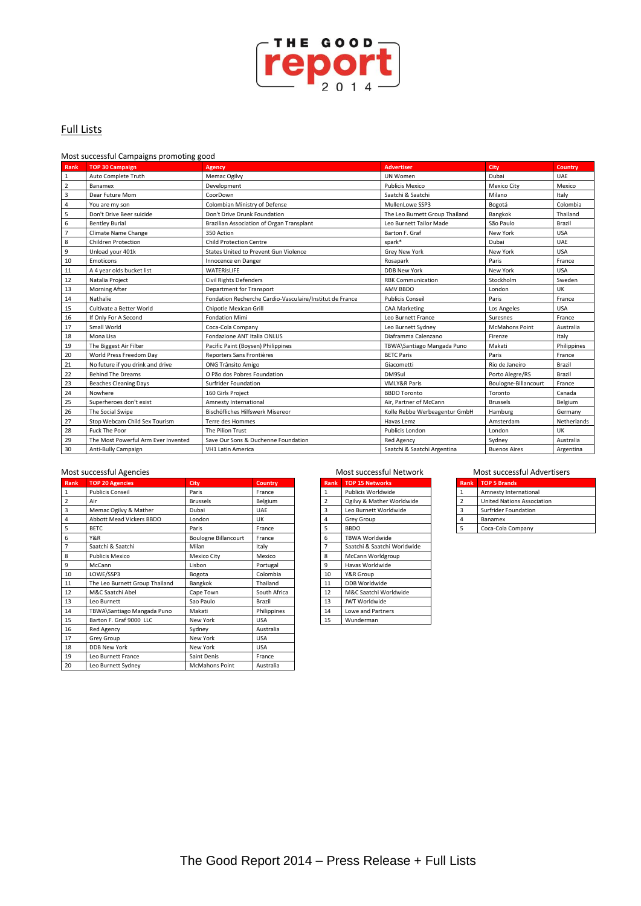# THE GOOD report 2014

## Full Lists

### Most successful Campaigns promoting good

| Rank | TOP 30 Campaign | Agency | Advertiser | City | Country |
|---|---|---|---|---|---|
| 1 | Auto Complete Truth | Memac Ogilvy | UN Women | Dubai | UAE |
| 2 | Banamex | Development | Publicis Mexico | Mexico City | Mexico |
| 3 | Dear Future Mom | CoorDown | Saatchi & Saatchi | Milano | Italy |
| 4 | You are my son | Colombian Ministry of Defense | MullenLowe SSP3 | Bogotá | Colombia |
| 5 | Don't Drive Beer suicide | Don't Drive Drunk Foundation | The Leo Burnett Group Thailand | Bangkok | Thailand |
| 6 | Bentley Burial | Brazilian Association of Organ Transplant | Leo Burnett Tailor Made | São Paulo | Brazil |
| 7 | Climate Name Change | 350 Action | Barton F. Graf | New York | USA |
| 8 | Children Protection | Child Protection Centre | spark* | Dubai | UAE |
| 9 | Unload your 401k | States United to Prevent Gun Violence | Grey New York | New York | USA |
| 10 | Emoticons | Innocence en Danger | Rosapark | Paris | France |
| 11 | A 4 year olds bucket list | WATERisLIFE | DDB New York | New York | USA |
| 12 | Natalia Project | Civil Rights Defenders | RBK Communication | Stockholm | Sweden |
| 13 | Morning After | Department for Transport | AMV BBDO | London | UK |
| 14 | Nathalie | Fondation Recherche Cardio-Vasculaire/Institut de France | Publicis Conseil | Paris | France |
| 15 | Cultivate a Better World | Chipotle Mexican Grill | CAA Marketing | Los Angeles | USA |
| 16 | If Only For A Second | Fondation Mimi | Leo Burnett France | Suresnes | France |
| 17 | Small World | Coca-Cola Company | Leo Burnett Sydney | McMahons Point | Australia |
| 18 | Mona Lisa | Fondazione ANT Italia ONLUS | Diaframma Calenzano | Firenze | Italy |
| 19 | The Biggest Air Filter | Pacific Paint (Boysen) Philippines | TBWA\Santiago Mangada Puno | Makati | Philippines |
| 20 | World Press Freedom Day | Reporters Sans Frontières | BETC Paris | Paris | France |
| 21 | No future if you drink and drive | ONG Trânsito Amigo | Giacometti | Rio de Janeiro | Brazil |
| 22 | Behind The Dreams | O Pão dos Pobres Foundation | DM9Sul | Porto Alegre/RS | Brazil |
| 23 | Beaches Cleaning Days | Surfrider Foundation | VMLY&R Paris | Boulogne-Billancourt | France |
| 24 | Nowhere | 160 Girls Project | BBDO Toronto | Toronto | Canada |
| 25 | Superheroes don't exist | Amnesty International | Air, Partner of McCann | Brussels | Belgium |
| 26 | The Social Swipe | Bischöfliches Hilfswerk Misereor | Kolle Rebbe Werbeagentur GmbH | Hamburg | Germany |
| 27 | Stop Webcam Child Sex Tourism | Terre des Hommes | Havas Lemz | Amsterdam | Netherlands |
| 28 | Fuck The Poor | The Pilion Trust | Publicis London | London | UK |
| 29 | The Most Powerful Arm Ever Invented | Save Our Sons & Duchenne Foundation | Red Agency | Sydney | Australia |
| 30 | Anti-Bully Campaign | VH1 Latin America | Saatchi & Saatchi Argentina | Buenos Aires | Argentina |

### Most successful Agencies

| Rank | TOP 20 Agencies | City | Country |
|---|---|---|---|
| 1 | Publicis Conseil | Paris | France |
| 2 | Air | Brussels | Belgium |
| 3 | Memac Ogilvy & Mather | Dubai | UAE |
| 4 | Abbott Mead Vickers BBDO | London | UK |
| 5 | BETC | Paris | France |
| 6 | Y&R | Boulogne Billancourt | France |
| 7 | Saatchi & Saatchi | Milan | Italy |
| 8 | Publicis Mexico | Mexico City | Mexico |
| 9 | McCann | Lisbon | Portugal |
| 10 | LOWE/SSP3 | Bogota | Colombia |
| 11 | The Leo Burnett Group Thailand | Bangkok | Thailand |
| 12 | M&C Saatchi Abel | Cape Town | South Africa |
| 13 | Leo Burnett | Sao Paulo | Brazil |
| 14 | TBWA\Santiago Mangada Puno | Makati | Philippines |
| 15 | Barton F. Graf 9000 LLC | New York | USA |
| 16 | Red Agency | Sydney | Australia |
| 17 | Grey Group | New York | USA |
| 18 | DDB New York | New York | USA |
| 19 | Leo Burnett France | Saint Denis | France |
| 20 | Leo Burnett Sydney | McMahons Point | Australia |

### Most successful Network

| Rank | TOP 15 Networks |
|---|---|
| 1 | Publicis Worldwide |
| 2 | Ogilvy & Mather Worldwide |
| 3 | Leo Burnett Worldwide |
| 4 | Grey Group |
| 5 | BBDO |
| 6 | TBWA Worldwide |
| 7 | Saatchi & Saatchi Worldwide |
| 8 | McCann Worldgroup |
| 9 | Havas Worldwide |
| 10 | Y&R Group |
| 11 | DDB Worldwide |
| 12 | M&C Saatchi Worldwide |
| 13 | JWT Worldwide |
| 14 | Lowe and Partners |
| 15 | Wunderman |

### Most successful Advertisers

| Rank | TOP 5 Brands |
|---|---|
| 1 | Amnesty International |
| 2 | United Nations Association |
| 3 | Surfrider Foundation |
| 4 | Banamex |
| 5 | Coca-Cola Company |

The Good Report 2014 – Press Release + Full Lists